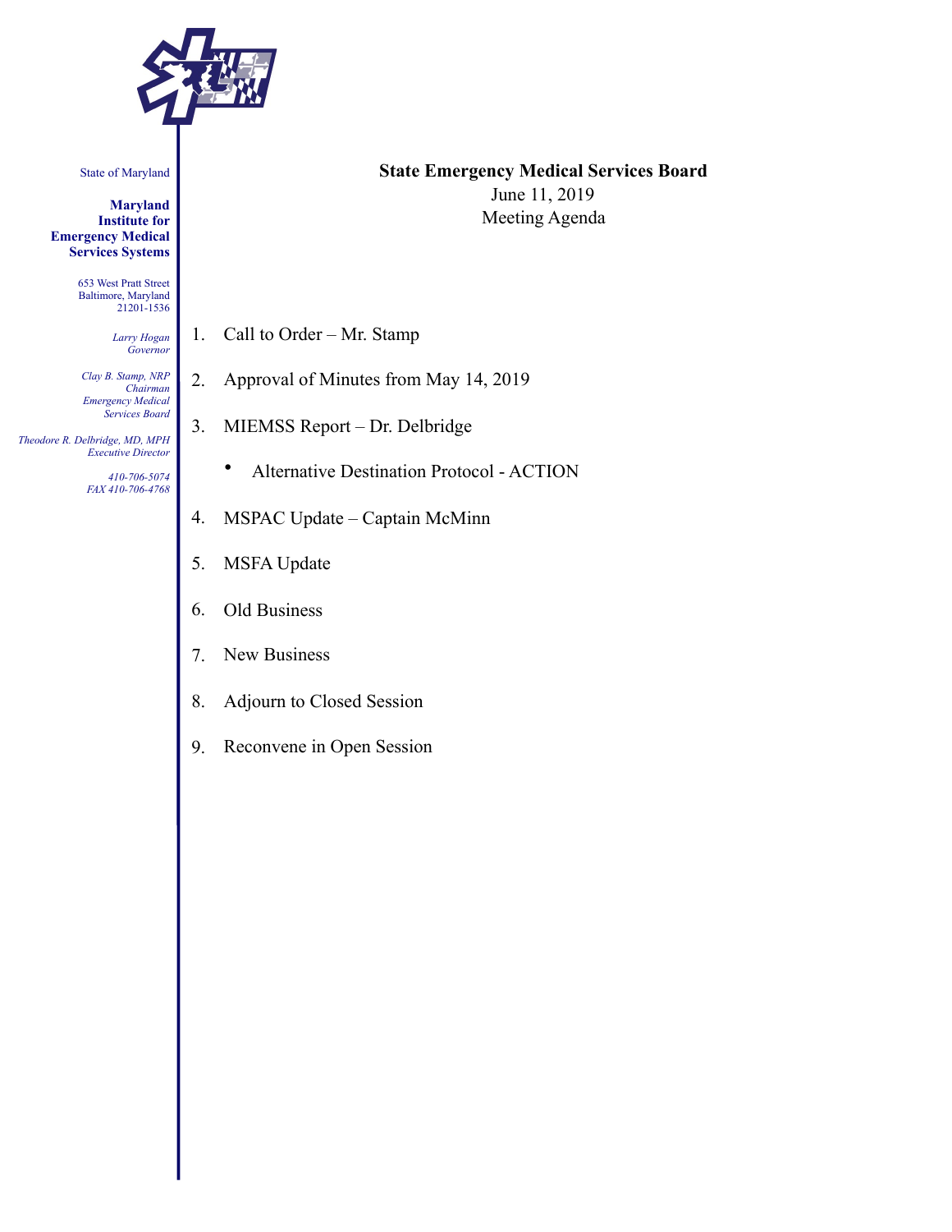State of Maryland

**Maryland Institute for Emergency Medical Services Systems**

653 West Pratt Street
Baltimore, Maryland
21201-1536

*Larry Hogan*
*Governor*

*Clay B. Stamp, NRP*
*Chairman*
*Emergency Medical Services Board*

*Theodore R. Delbridge, MD, MPH*
*Executive Director*

*410-706-5074*
*FAX 410-706-4768*

# State Emergency Medical Services Board

June 11, 2019

Meeting Agenda

1. Call to Order – Mr. Stamp
2. Approval of Minutes from May 14, 2019
3. MIEMSS Report – Dr. Delbridge
   - Alternative Destination Protocol - ACTION
4. MSPAC Update – Captain McMinn
5. MSFA Update
6. Old Business
7. New Business
8. Adjourn to Closed Session
9. Reconvene in Open Session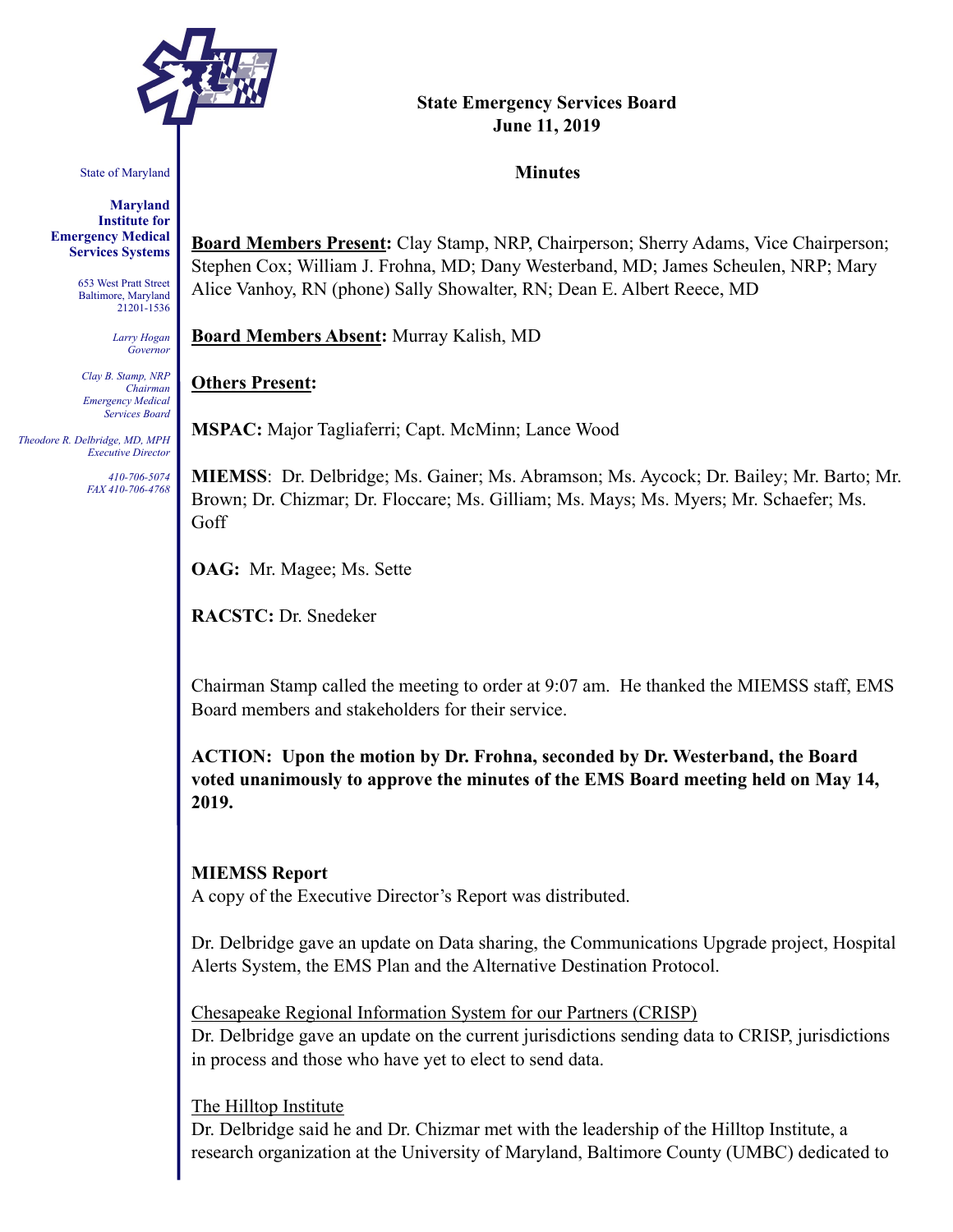# State Emergency Services Board
## June 11, 2019

## Minutes

**Board Members Present:** Clay Stamp, NRP, Chairperson; Sherry Adams, Vice Chairperson; Stephen Cox; William J. Frohna, MD; Dany Westerband, MD; James Scheulen, NRP; Mary Alice Vanhoy, RN (phone) Sally Showalter, RN; Dean E. Albert Reece, MD

**Board Members Absent:** Murray Kalish, MD

**Others Present:**

**MSPAC:** Major Tagliaferri; Capt. McMinn; Lance Wood

**MIEMSS**: Dr. Delbridge; Ms. Gainer; Ms. Abramson; Ms. Aycock; Dr. Bailey; Mr. Barto; Mr. Brown; Dr. Chizmar; Dr. Floccare; Ms. Gilliam; Ms. Mays; Ms. Myers; Mr. Schaefer; Ms. Goff

**OAG:** Mr. Magee; Ms. Sette

**RACSTC:** Dr. Snedeker

Chairman Stamp called the meeting to order at 9:07 am. He thanked the MIEMSS staff, EMS Board members and stakeholders for their service.

**ACTION: Upon the motion by Dr. Frohna, seconded by Dr. Westerband, the Board voted unanimously to approve the minutes of the EMS Board meeting held on May 14, 2019.**

**MIEMSS Report**

A copy of the Executive Director's Report was distributed.

Dr. Delbridge gave an update on Data sharing, the Communications Upgrade project, Hospital Alerts System, the EMS Plan and the Alternative Destination Protocol.

Chesapeake Regional Information System for our Partners (CRISP)

Dr. Delbridge gave an update on the current jurisdictions sending data to CRISP, jurisdictions in process and those who have yet to elect to send data.

The Hilltop Institute

Dr. Delbridge said he and Dr. Chizmar met with the leadership of the Hilltop Institute, a research organization at the University of Maryland, Baltimore County (UMBC) dedicated to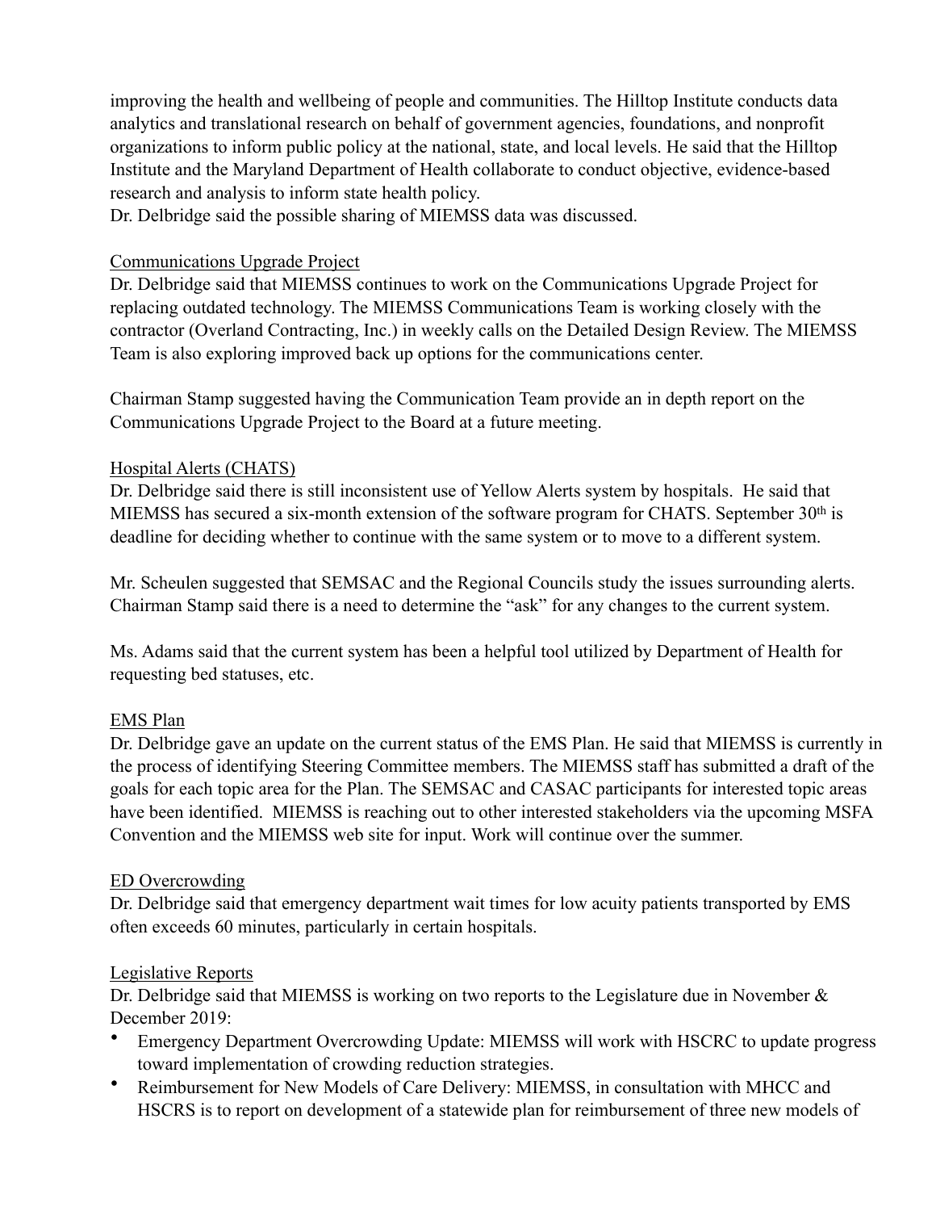improving the health and wellbeing of people and communities. The Hilltop Institute conducts data analytics and translational research on behalf of government agencies, foundations, and nonprofit organizations to inform public policy at the national, state, and local levels. He said that the Hilltop Institute and the Maryland Department of Health collaborate to conduct objective, evidence-based research and analysis to inform state health policy.
Dr. Delbridge said the possible sharing of MIEMSS data was discussed.

<u>Communications Upgrade Project</u>
Dr. Delbridge said that MIEMSS continues to work on the Communications Upgrade Project for replacing outdated technology. The MIEMSS Communications Team is working closely with the contractor (Overland Contracting, Inc.) in weekly calls on the Detailed Design Review. The MIEMSS Team is also exploring improved back up options for the communications center.

Chairman Stamp suggested having the Communication Team provide an in depth report on the Communications Upgrade Project to the Board at a future meeting.

<u>Hospital Alerts (CHATS)</u>
Dr. Delbridge said there is still inconsistent use of Yellow Alerts system by hospitals. He said that MIEMSS has secured a six-month extension of the software program for CHATS. September 30th is deadline for deciding whether to continue with the same system or to move to a different system.

Mr. Scheulen suggested that SEMSAC and the Regional Councils study the issues surrounding alerts. Chairman Stamp said there is a need to determine the "ask" for any changes to the current system.

Ms. Adams said that the current system has been a helpful tool utilized by Department of Health for requesting bed statuses, etc.

<u>EMS Plan</u>
Dr. Delbridge gave an update on the current status of the EMS Plan. He said that MIEMSS is currently in the process of identifying Steering Committee members. The MIEMSS staff has submitted a draft of the goals for each topic area for the Plan. The SEMSAC and CASAC participants for interested topic areas have been identified. MIEMSS is reaching out to other interested stakeholders via the upcoming MSFA Convention and the MIEMSS web site for input. Work will continue over the summer.

<u>ED Overcrowding</u>
Dr. Delbridge said that emergency department wait times for low acuity patients transported by EMS often exceeds 60 minutes, particularly in certain hospitals.

<u>Legislative Reports</u>
Dr. Delbridge said that MIEMSS is working on two reports to the Legislature due in November & December 2019:

- Emergency Department Overcrowding Update: MIEMSS will work with HSCRC to update progress toward implementation of crowding reduction strategies.
- Reimbursement for New Models of Care Delivery: MIEMSS, in consultation with MHCC and HSCRS is to report on development of a statewide plan for reimbursement of three new models of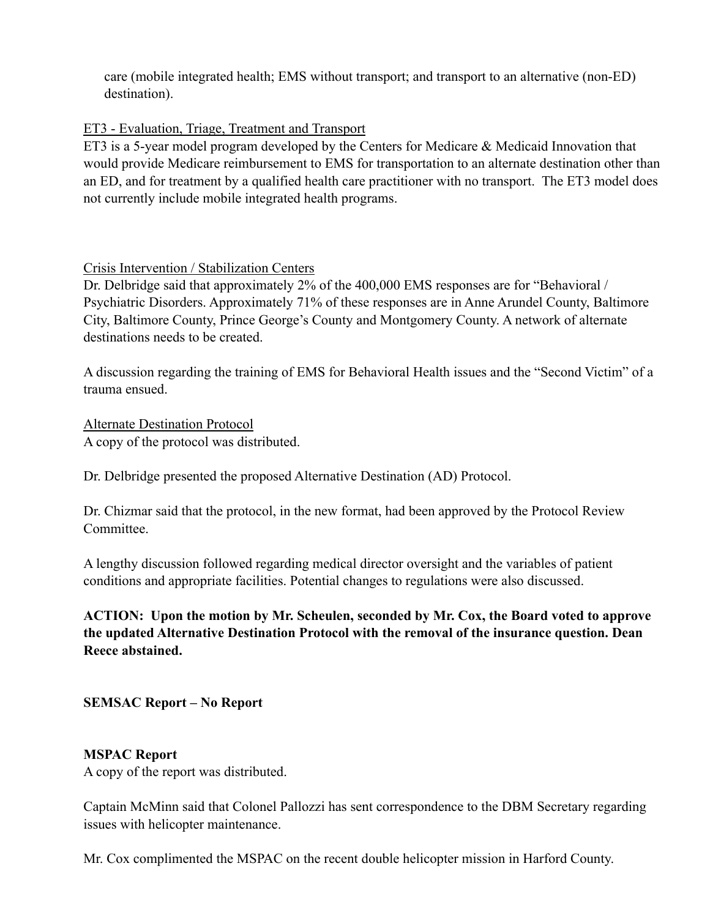care (mobile integrated health; EMS without transport; and transport to an alternative (non-ED) destination).

ET3 - Evaluation, Triage, Treatment and Transport

ET3 is a 5-year model program developed by the Centers for Medicare & Medicaid Innovation that would provide Medicare reimbursement to EMS for transportation to an alternate destination other than an ED, and for treatment by a qualified health care practitioner with no transport. The ET3 model does not currently include mobile integrated health programs.

Crisis Intervention / Stabilization Centers

Dr. Delbridge said that approximately 2% of the 400,000 EMS responses are for "Behavioral / Psychiatric Disorders. Approximately 71% of these responses are in Anne Arundel County, Baltimore City, Baltimore County, Prince George's County and Montgomery County. A network of alternate destinations needs to be created.

A discussion regarding the training of EMS for Behavioral Health issues and the "Second Victim" of a trauma ensued.

Alternate Destination Protocol

A copy of the protocol was distributed.

Dr. Delbridge presented the proposed Alternative Destination (AD) Protocol.

Dr. Chizmar said that the protocol, in the new format, had been approved by the Protocol Review Committee.

A lengthy discussion followed regarding medical director oversight and the variables of patient conditions and appropriate facilities. Potential changes to regulations were also discussed.

**ACTION: Upon the motion by Mr. Scheulen, seconded by Mr. Cox, the Board voted to approve the updated Alternative Destination Protocol with the removal of the insurance question. Dean Reece abstained.**

**SEMSAC Report – No Report**

**MSPAC Report**

A copy of the report was distributed.

Captain McMinn said that Colonel Pallozzi has sent correspondence to the DBM Secretary regarding issues with helicopter maintenance.

Mr. Cox complimented the MSPAC on the recent double helicopter mission in Harford County.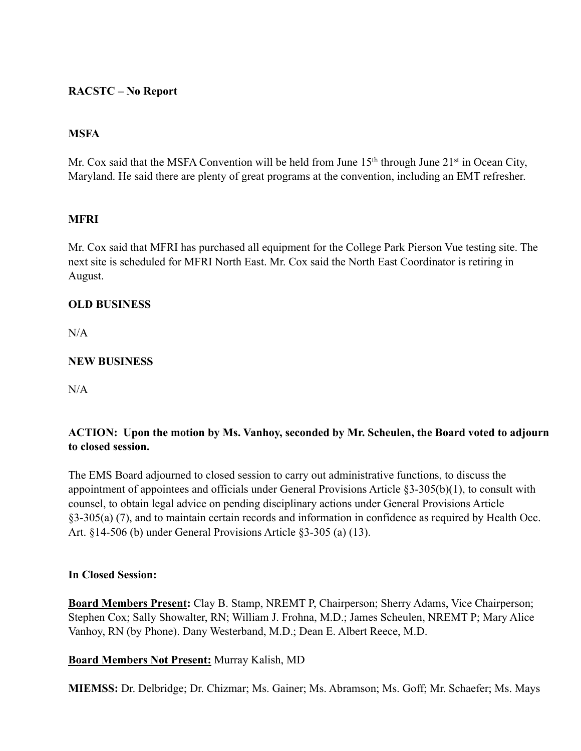**RACSTC – No Report**

**MSFA**

Mr. Cox said that the MSFA Convention will be held from June 15th through June 21st in Ocean City, Maryland. He said there are plenty of great programs at the convention, including an EMT refresher.

**MFRI**

Mr. Cox said that MFRI has purchased all equipment for the College Park Pierson Vue testing site. The next site is scheduled for MFRI North East. Mr. Cox said the North East Coordinator is retiring in August.

**OLD BUSINESS**

N/A

**NEW BUSINESS**

N/A

**ACTION: Upon the motion by Ms. Vanhoy, seconded by Mr. Scheulen, the Board voted to adjourn to closed session.**

The EMS Board adjourned to closed session to carry out administrative functions, to discuss the appointment of appointees and officials under General Provisions Article §3-305(b)(1), to consult with counsel, to obtain legal advice on pending disciplinary actions under General Provisions Article §3-305(a) (7), and to maintain certain records and information in confidence as required by Health Occ. Art. §14-506 (b) under General Provisions Article §3-305 (a) (13).

**In Closed Session:**

**<u>Board Members Present</u>:** Clay B. Stamp, NREMT P, Chairperson; Sherry Adams, Vice Chairperson; Stephen Cox; Sally Showalter, RN; William J. Frohna, M.D.; James Scheulen, NREMT P; Mary Alice Vanhoy, RN (by Phone). Dany Westerband, M.D.; Dean E. Albert Reece, M.D.

**<u>Board Members Not Present:</u>** Murray Kalish, MD

**MIEMSS:** Dr. Delbridge; Dr. Chizmar; Ms. Gainer; Ms. Abramson; Ms. Goff; Mr. Schaefer; Ms. Mays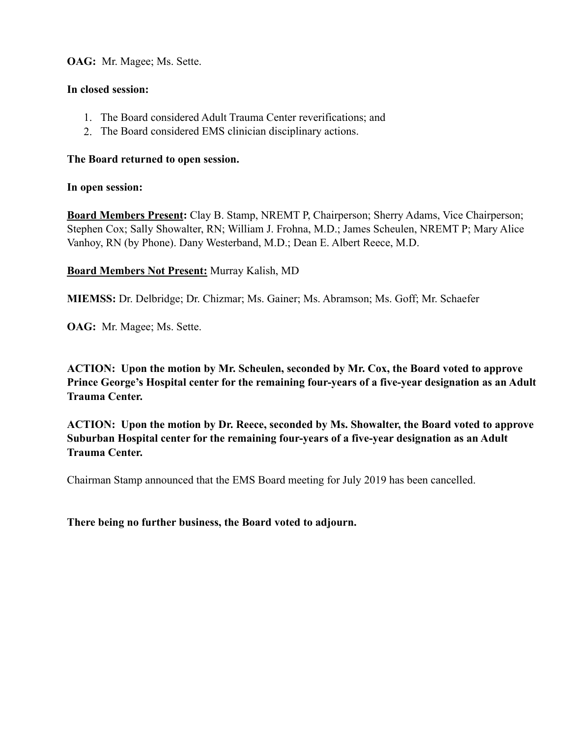**OAG:** Mr. Magee; Ms. Sette.

**In closed session:**

1. The Board considered Adult Trauma Center reverifications; and
2. The Board considered EMS clinician disciplinary actions.

**The Board returned to open session.**

**In open session:**

**Board Members Present:** Clay B. Stamp, NREMT P, Chairperson; Sherry Adams, Vice Chairperson; Stephen Cox; Sally Showalter, RN; William J. Frohna, M.D.; James Scheulen, NREMT P; Mary Alice Vanhoy, RN (by Phone). Dany Westerband, M.D.; Dean E. Albert Reece, M.D.

**Board Members Not Present:** Murray Kalish, MD

**MIEMSS:** Dr. Delbridge; Dr. Chizmar; Ms. Gainer; Ms. Abramson; Ms. Goff; Mr. Schaefer

**OAG:** Mr. Magee; Ms. Sette.

**ACTION: Upon the motion by Mr. Scheulen, seconded by Mr. Cox, the Board voted to approve Prince George's Hospital center for the remaining four-years of a five-year designation as an Adult Trauma Center.**

**ACTION: Upon the motion by Dr. Reece, seconded by Ms. Showalter, the Board voted to approve Suburban Hospital center for the remaining four-years of a five-year designation as an Adult Trauma Center.**

Chairman Stamp announced that the EMS Board meeting for July 2019 has been cancelled.

**There being no further business, the Board voted to adjourn.**